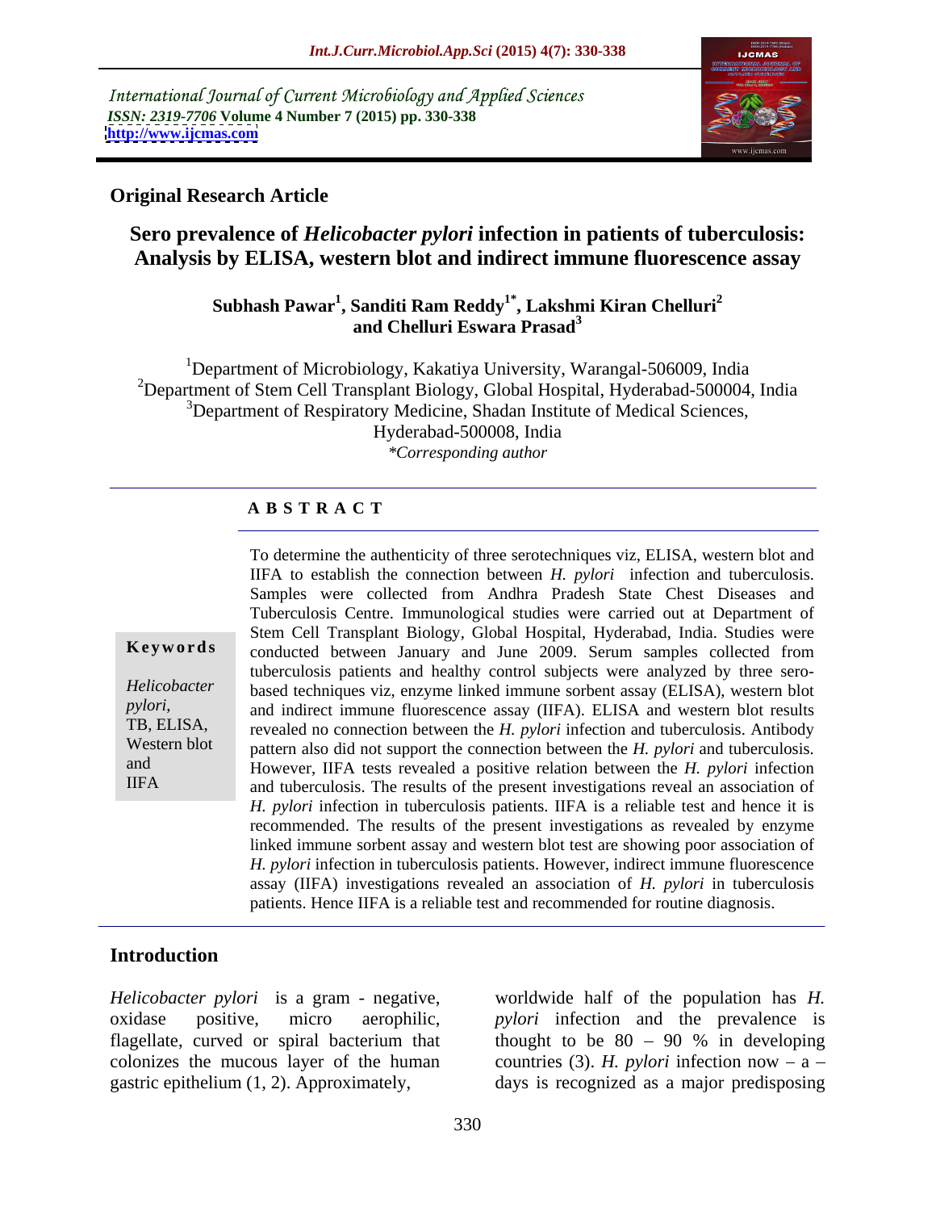International Journal of Current Microbiology and Applied Sciences
*ISSN: 2319-7706* **Volume 4 Number 7 (2015) pp. 330-338**
**http://www.ijcmas.com**

**Original Research Article**

# Sero prevalence of *Helicobacter pylori* infection in patients of tuberculosis: Analysis by ELISA, western blot and indirect immune fluorescence assay

**Subhash Pawar[1], Sanditi Ram Reddy[1*], Lakshmi Kiran Chelluri[2] and Chelluri Eswara Prasad[3]**

[1]Department of Microbiology, Kakatiya University, Warangal-506009, India
[2]Department of Stem Cell Transplant Biology, Global Hospital, Hyderabad-500004, India
[3]Department of Respiratory Medicine, Shadan Institute of Medical Sciences, Hyderabad-500008, India
*\*Corresponding author*

## ABSTRACT

**Keywords**

*Helicobacter pylori*, TB, ELISA, Western blot and IIFA

To determine the authenticity of three serotechniques viz, ELISA, western blot and IIFA to establish the connection between *H. pylori* infection and tuberculosis. Samples were collected from Andhra Pradesh State Chest Diseases and Tuberculosis Centre. Immunological studies were carried out at Department of Stem Cell Transplant Biology, Global Hospital, Hyderabad, India. Studies were conducted between January and June 2009. Serum samples collected from tuberculosis patients and healthy control subjects were analyzed by three sero-based techniques viz, enzyme linked immune sorbent assay (ELISA), western blot and indirect immune fluorescence assay (IIFA). ELISA and western blot results revealed no connection between the *H. pylori* infection and tuberculosis. Antibody pattern also did not support the connection between the *H. pylori* and tuberculosis. However, IIFA tests revealed a positive relation between the *H. pylori* infection and tuberculosis. The results of the present investigations reveal an association of *H. pylori* infection in tuberculosis patients. IIFA is a reliable test and hence it is recommended. The results of the present investigations as revealed by enzyme linked immune sorbent assay and western blot test are showing poor association of *H. pylori* infection in tuberculosis patients. However, indirect immune fluorescence assay (IIFA) investigations revealed an association of *H. pylori* in tuberculosis patients. Hence IIFA is a reliable test and recommended for routine diagnosis.

## Introduction

*Helicobacter pylori* is a gram - negative, oxidase positive, micro aerophilic, flagellate, curved or spiral bacterium that colonizes the mucous layer of the human gastric epithelium (1, 2). Approximately, worldwide half of the population has *H. pylori* infection and the prevalence is thought to be 80 – 90 % in developing countries (3). *H. pylori* infection now – a – days is recognized as a major predisposing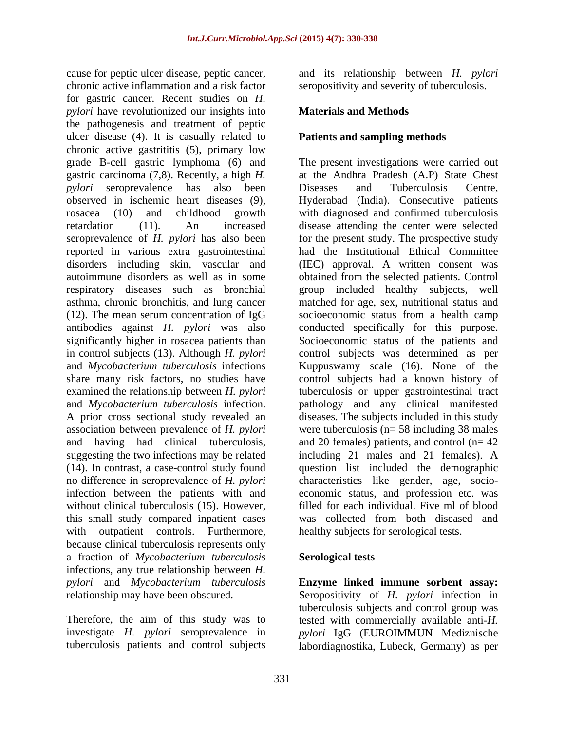cause for peptic ulcer disease, peptic cancer, chronic active inflammation and a risk factor for gastric cancer. Recent studies on *H. pylori* have revolutionized our insights into the pathogenesis and treatment of peptic ulcer disease (4). It is casually related to chronic active gastrititis (5), primary low grade B-cell gastric lymphoma (6) and gastric carcinoma (7,8). Recently, a high *H. pylori* seroprevalence has also been observed in ischemic heart diseases (9), rosacea (10) and childhood growth retardation (11). An increased seroprevalence of *H. pylori* has also been reported in various extra gastrointestinal disorders including skin, vascular and autoimmune disorders as well as in some respiratory diseases such as bronchial asthma, chronic bronchitis, and lung cancer (12). The mean serum concentration of IgG antibodies against *H. pylori* was also significantly higher in rosacea patients than in control subjects (13). Although *H. pylori* and *Mycobacterium tuberculosis* infections share many risk factors, no studies have examined the relationship between *H. pylori* and *Mycobacterium tuberculosis* infection. A prior cross sectional study revealed an association between prevalence of *H. pylori* and having had clinical tuberculosis, suggesting the two infections may be related (14). In contrast, a case-control study found no difference in seroprevalence of *H. pylori* infection between the patients with and without clinical tuberculosis (15). However, this small study compared inpatient cases with outpatient controls. Furthermore, because clinical tuberculosis represents only a fraction of *Mycobacterium tuberculosis* infections, any true relationship between *H. pylori* and *Mycobacterium tuberculosis* relationship may have been obscured.

Therefore, the aim of this study was to investigate *H. pylori* seroprevalence in tuberculosis patients and control subjects and its relationship between *H. pylori* seropositivity and severity of tuberculosis.

## Materials and Methods

### Patients and sampling methods

The present investigations were carried out at the Andhra Pradesh (A.P) State Chest Diseases and Tuberculosis Centre, Hyderabad (India). Consecutive patients with diagnosed and confirmed tuberculosis disease attending the center were selected for the present study. The prospective study had the Institutional Ethical Committee (IEC) approval. A written consent was obtained from the selected patients. Control group included healthy subjects, well matched for age, sex, nutritional status and socioeconomic status from a health camp conducted specifically for this purpose. Socioeconomic status of the patients and control subjects was determined as per Kuppuswamy scale (16). None of the control subjects had a known history of tuberculosis or upper gastrointestinal tract pathology and any clinical manifested diseases. The subjects included in this study were tuberculosis (n= 58 including 38 males and 20 females) patients, and control (n= 42 including 21 males and 21 females). A question list included the demographic characteristics like gender, age, socio-economic status, and profession etc. was filled for each individual. Five ml of blood was collected from both diseased and healthy subjects for serological tests.

### Serological tests

**Enzyme linked immune sorbent assay:** Seropositivity of *H. pylori* infection in tuberculosis subjects and control group was tested with commercially available anti-*H. pylori* IgG (EUROIMMUN Mediznische labordiagnostika, Lubeck, Germany) as per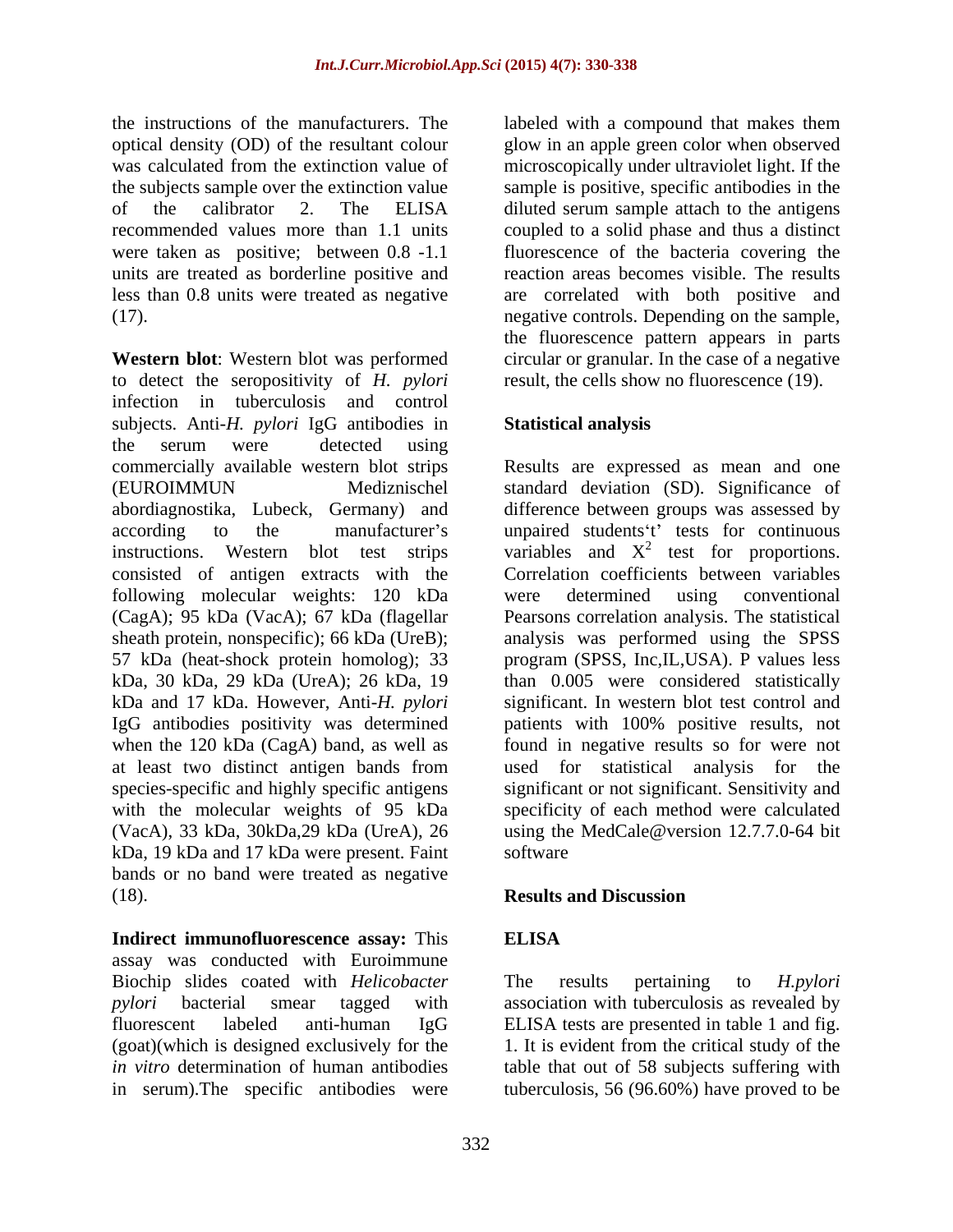the instructions of the manufacturers. The optical density (OD) of the resultant colour was calculated from the extinction value of the subjects sample over the extinction value of the calibrator 2. The ELISA recommended values more than 1.1 units were taken as positive; between 0.8 -1.1 units are treated as borderline positive and less than 0.8 units were treated as negative (17).

**Western blot**: Western blot was performed to detect the seropositivity of *H. pylori* infection in tuberculosis and control subjects. Anti-*H. pylori* IgG antibodies in the serum were detected using commercially available western blot strips (EUROIMMUN Medizniscel abordiagnostika, Lubeck, Germany) and according to the manufacturer's instructions. Western blot test strips consisted of antigen extracts with the following molecular weights: 120 kDa (CagA); 95 kDa (VacA); 67 kDa (flagellar sheath protein, nonspecific); 66 kDa (UreB); 57 kDa (heat-shock protein homolog); 33 kDa, 30 kDa, 29 kDa (UreA); 26 kDa, 19 kDa and 17 kDa. However, Anti-*H. pylori* IgG antibodies positivity was determined when the 120 kDa (CagA) band, as well as at least two distinct antigen bands from species-specific and highly specific antigens with the molecular weights of 95 kDa (VacA), 33 kDa, 30kDa,29 kDa (UreA), 26 kDa, 19 kDa and 17 kDa were present. Faint bands or no band were treated as negative (18).

**Indirect immunofluorescence assay:** This assay was conducted with Euroimmune Biochip slides coated with *Helicobacter pylori* bacterial smear tagged with fluorescent labeled anti-human IgG (goat)(which is designed exclusively for the *in vitro* determination of human antibodies in serum).The specific antibodies were labeled with a compound that makes them glow in an apple green color when observed microscopically under ultraviolet light. If the sample is positive, specific antibodies in the diluted serum sample attach to the antigens coupled to a solid phase and thus a distinct fluorescence of the bacteria covering the reaction areas becomes visible. The results are correlated with both positive and negative controls. Depending on the sample, the fluorescence pattern appears in parts circular or granular. In the case of a negative result, the cells show no fluorescence (19).

### Statistical analysis

Results are expressed as mean and one standard deviation (SD). Significance of difference between groups was assessed by unpaired students't' tests for continuous variables and $X^2$ test for proportions. Correlation coefficients between variables were determined using conventional Pearsons correlation analysis. The statistical analysis was performed using the SPSS program (SPSS, Inc,IL,USA). P values less than 0.005 were considered statistically significant. In western blot test control and patients with 100% positive results, not found in negative results so for were not used for statistical analysis for the significant or not significant. Sensitivity and specificity of each method were calculated using the MedCale@version 12.7.7.0-64 bit software

## Results and Discussion

### ELISA

The results pertaining to *H.pylori* association with tuberculosis as revealed by ELISA tests are presented in table 1 and fig. 1. It is evident from the critical study of the table that out of 58 subjects suffering with tuberculosis, 56 (96.60%) have proved to be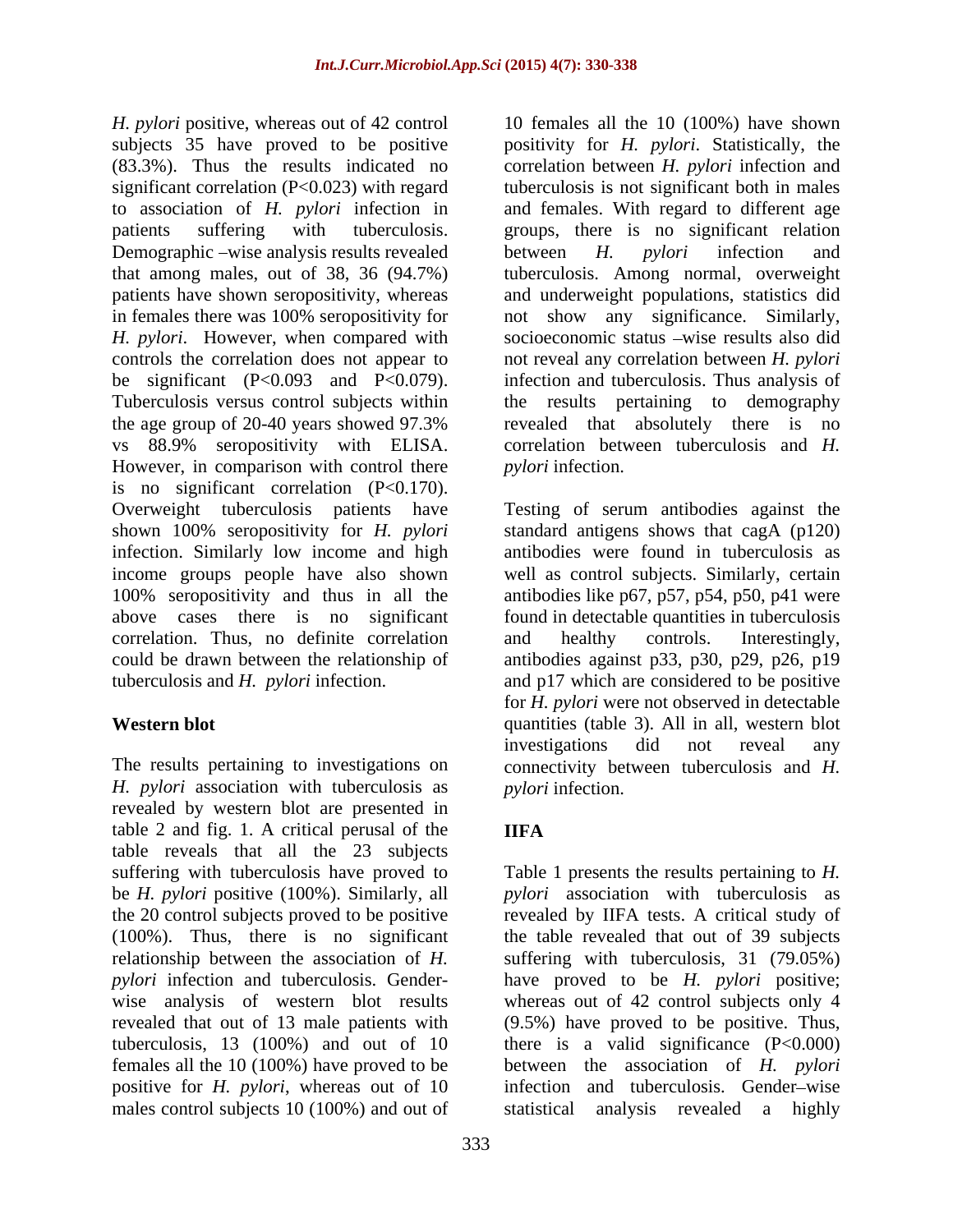*H. pylori* positive, whereas out of 42 control subjects 35 have proved to be positive (83.3%). Thus the results indicated no significant correlation (P<0.023) with regard to association of *H. pylori* infection in patients suffering with tuberculosis. Demographic –wise analysis results revealed that among males, out of 38, 36 (94.7%) patients have shown seropositivity, whereas in females there was 100% seropositivity for *H. pylori*. However, when compared with controls the correlation does not appear to be significant (P<0.093 and P<0.079). Tuberculosis versus control subjects within the age group of 20-40 years showed 97.3% vs 88.9% seropositivity with ELISA. However, in comparison with control there is no significant correlation (P<0.170). Overweight tuberculosis patients have shown 100% seropositivity for *H. pylori* infection. Similarly low income and high income groups people have also shown 100% seropositivity and thus in all the above cases there is no significant correlation. Thus, no definite correlation could be drawn between the relationship of tuberculosis and *H. pylori* infection.

**Western blot**

The results pertaining to investigations on *H. pylori* association with tuberculosis as revealed by western blot are presented in table 2 and fig. 1. A critical perusal of the table reveals that all the 23 subjects suffering with tuberculosis have proved to be *H. pylori* positive (100%). Similarly, all the 20 control subjects proved to be positive (100%). Thus, there is no significant relationship between the association of *H. pylori* infection and tuberculosis. Gender-wise analysis of western blot results revealed that out of 13 male patients with tuberculosis, 13 (100%) and out of 10 females all the 10 (100%) have proved to be positive for *H. pylori*, whereas out of 10 males control subjects 10 (100%) and out of 10 females all the 10 (100%) have shown positivity for *H. pylori*. Statistically, the correlation between *H. pylori* infection and tuberculosis is not significant both in males and females. With regard to different age groups, there is no significant relation between *H. pylori* infection and tuberculosis. Among normal, overweight and underweight populations, statistics did not show any significance. Similarly, socioeconomic status –wise results also did not reveal any correlation between *H. pylori* infection and tuberculosis. Thus analysis of the results pertaining to demography revealed that absolutely there is no correlation between tuberculosis and *H. pylori* infection.

Testing of serum antibodies against the standard antigens shows that cagA (p120) antibodies were found in tuberculosis as well as control subjects. Similarly, certain antibodies like p67, p57, p54, p50, p41 were found in detectable quantities in tuberculosis and healthy controls. Interestingly, antibodies against p33, p30, p29, p26, p19 and p17 which are considered to be positive for *H. pylori* were not observed in detectable quantities (table 3). All in all, western blot investigations did not reveal any connectivity between tuberculosis and *H. pylori* infection.

**IIFA**

Table 1 presents the results pertaining to *H. pylori* association with tuberculosis as revealed by IIFA tests. A critical study of the table revealed that out of 39 subjects suffering with tuberculosis, 31 (79.05%) have proved to be *H. pylori* positive; whereas out of 42 control subjects only 4 (9.5%) have proved to be positive. Thus, there is a valid significance (P<0.000) between the association of *H. pylori* infection and tuberculosis. Gender–wise statistical analysis revealed a highly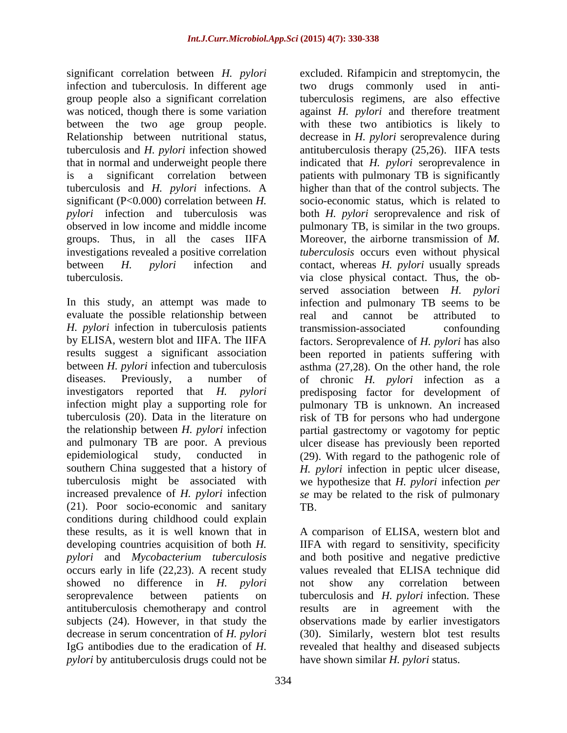significant correlation between *H. pylori* infection and tuberculosis. In different age group people also a significant correlation was noticed, though there is some variation between the two age group people. Relationship between nutritional status, tuberculosis and *H. pylori* infection showed that in normal and underweight people there is a significant correlation between tuberculosis and *H. pylori* infections. A significant (P<0.000) correlation between *H. pylori* infection and tuberculosis was observed in low income and middle income groups. Thus, in all the cases IIFA investigations revealed a positive correlation between *H. pylori* infection and tuberculosis.

In this study, an attempt was made to evaluate the possible relationship between *H. pylori* infection in tuberculosis patients by ELISA, western blot and IIFA. The IIFA results suggest a significant association between *H. pylori* infection and tuberculosis diseases. Previously, a number of investigators reported that *H. pylori* infection might play a supporting role for tuberculosis (20). Data in the literature on the relationship between *H. pylori* infection and pulmonary TB are poor. A previous epidemiological study, conducted in southern China suggested that a history of tuberculosis might be associated with increased prevalence of *H. pylori* infection (21). Poor socio-economic and sanitary conditions during childhood could explain these results, as it is well known that in developing countries acquisition of both *H. pylori* and *Mycobacterium tuberculosis* occurs early in life (22,23). A recent study showed no difference in *H. pylori* seroprevalence between patients on antituberculosis chemotherapy and control subjects (24). However, in that study the decrease in serum concentration of *H. pylori* IgG antibodies due to the eradication of *H. pylori* by antituberculosis drugs could not be excluded. Rifampicin and streptomycin, the two drugs commonly used in anti-tuberculosis regimens, are also effective against *H. pylori* and therefore treatment with these two antibiotics is likely to decrease in *H. pylori* seroprevalence during antituberculosis therapy (25,26). IIFA tests indicated that *H. pylori* seroprevalence in patients with pulmonary TB is significantly higher than that of the control subjects. The socio-economic status, which is related to both *H. pylori* seroprevalence and risk of pulmonary TB, is similar in the two groups. Moreover, the airborne transmission of *M. tuberculosis* occurs even without physical contact, whereas *H. pylori* usually spreads via close physical contact. Thus, the observed association between *H. pylori* infection and pulmonary TB seems to be real and cannot be attributed to transmission-associated confounding factors. Seroprevalence of *H. pylori* has also been reported in patients suffering with asthma (27,28). On the other hand, the role of chronic *H. pylori* infection as a predisposing factor for development of pulmonary TB is unknown. An increased risk of TB for persons who had undergone partial gastrectomy or vagotomy for peptic ulcer disease has previously been reported (29). With regard to the pathogenic role of *H. pylori* infection in peptic ulcer disease, we hypothesize that *H. pylori* infection *per se* may be related to the risk of pulmonary TB.

A comparison of ELISA, western blot and IIFA with regard to sensitivity, specificity and both positive and negative predictive values revealed that ELISA technique did not show any correlation between tuberculosis and *H. pylori* infection. These results are in agreement with the observations made by earlier investigators (30). Similarly, western blot test results revealed that healthy and diseased subjects have shown similar *H. pylori* status.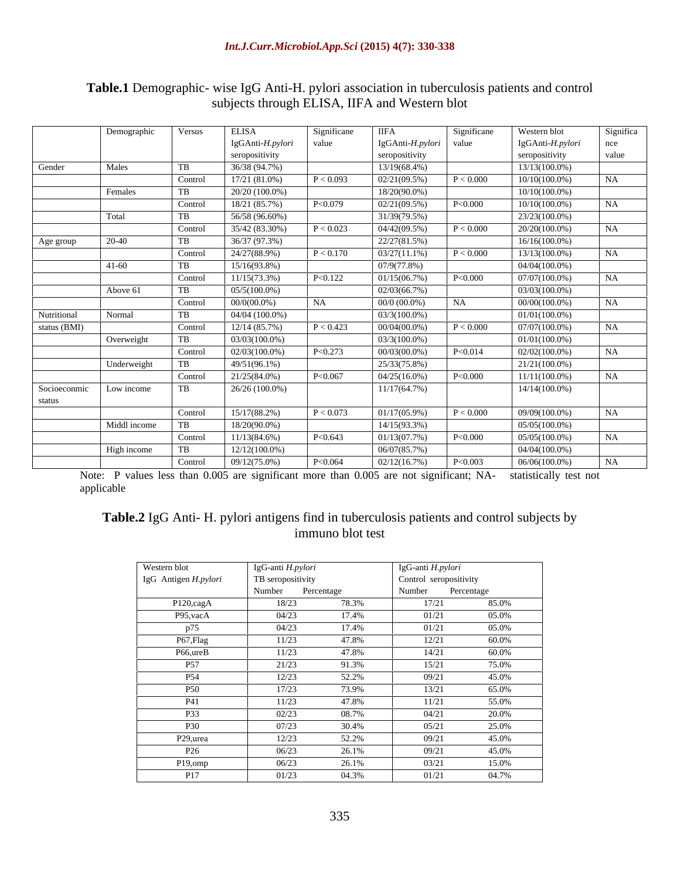**Table.1** Demographic- wise IgG Anti-H. pylori association in tuberculosis patients and control subjects through ELISA, IIFA and Western blot

| | Demographic | Versus | ELISA IgGAnti-*H.pylori* seropositivity | Significane value | IIFA IgGAnti-*H.pylori* seropositivity | Significane value | Western blot IgGAnti-*H.pylori* seropositivity | Significance value |
|---|---|---|---|---|---|---|---|---|
| Gender | Males | TB | 36/38 (94.7%) | | 13/19(68.4%) | | 13/13(100.0%) | |
| | | Control | 17/21 (81.0%) | P < 0.093 | 02/21(09.5%) | P < 0.000 | 10/10(100.0%) | NA |
| | Females | TB | 20/20 (100.0%) | | 18/20(90.0%) | | 10/10(100.0%) | |
| | | Control | 18/21 (85.7%) | P<0.079 | 02/21(09.5%) | P<0.000 | 10/10(100.0%) | NA |
| | Total | TB | 56/58 (96.60%) | | 31/39(79.5%) | | 23/23(100.0%) | |
| | | Control | 35/42 (83.30%) | P < 0.023 | 04/42(09.5%) | P < 0.000 | 20/20(100.0%) | NA |
| Age group | 20-40 | TB | 36/37 (97.3%) | | 22/27(81.5%) | | 16/16(100.0%) | |
| | | Control | 24/27(88.9%) | P < 0.170 | 03/27(11.1%) | P < 0.000 | 13/13(100.0%) | NA |
| | 41-60 | TB | 15/16(93.8%) | | 07/9(77.8%) | | 04/04(100.0%) | |
| | | Control | 11/15(73.3%) | P<0.122 | 01/15(06.7%) | P<0.000 | 07/07(100.0%) | NA |
| | Above 61 | TB | 05/5(100.0%) | | 02/03(66.7%) | | 03/03(100.0%) | |
| | | Control | 00/0(00.0%) | NA | 00/0 (00.0%) | NA | 00/00(100.0%) | NA |
| Nutritional status (BMI) | Normal | TB | 04/04 (100.0%) | | 03/3(100.0%) | | 01/01(100.0%) | |
| | | Control | 12/14 (85.7%) | P < 0.423 | 00/04(00.0%) | P < 0.000 | 07/07(100.0%) | NA |
| | Overweight | TB | 03/03(100.0%) | | 03/3(100.0%) | | 01/01(100.0%) | |
| | | Control | 02/03(100.0%) | P<0.273 | 00/03(00.0%) | P<0.014 | 02/02(100.0%) | NA |
| | Underweight | TB | 49/51(96.1%) | | 25/33(75.8%) | | 21/21(100.0%) | |
| | | Control | 21/25(84.0%) | P<0.067 | 04/25(16.0%) | P<0.000 | 11/11(100.0%) | NA |
| Socioeconmic status | Low income | TB | 26/26 (100.0%) | | 11/17(64.7%) | | 14/14(100.0%) | |
| | | Control | 15/17(88.2%) | P < 0.073 | 01/17(05.9%) | P < 0.000 | 09/09(100.0%) | NA |
| | Middl income | TB | 18/20(90.0%) | | 14/15(93.3%) | | 05/05(100.0%) | |
| | | Control | 11/13(84.6%) | P<0.643 | 01/13(07.7%) | P<0.000 | 05/05(100.0%) | NA |
| | High income | TB | 12/12(100.0%) | | 06/07(85.7%) | | 04/04(100.0%) | |
| | | Control | 09/12(75.0%) | P<0.064 | 02/12(16.7%) | P<0.003 | 06/06(100.0%) | NA |

Note: P values less than 0.005 are significant more than 0.005 are not significant; NA- statistically test not applicable

**Table.2** IgG Anti- H. pylori antigens find in tuberculosis patients and control subjects by immuno blot test

| Western blot IgG Antigen *H.pylori* | IgG-anti *H.pylori* TB seropositivity | | IgG-anti *H.pylori* Control seropositivity | |
|---|---|---|---|---|
| | Number | Percentage | Number | Percentage |
| P120,cagA | 18/23 | 78.3% | 17/21 | 85.0% |
| P95,vacA | 04/23 | 17.4% | 01/21 | 05.0% |
| p75 | 04/23 | 17.4% | 01/21 | 05.0% |
| P67,Flag | 11/23 | 47.8% | 12/21 | 60.0% |
| P66,ureB | 11/23 | 47.8% | 14/21 | 60.0% |
| P57 | 21/23 | 91.3% | 15/21 | 75.0% |
| P54 | 12/23 | 52.2% | 09/21 | 45.0% |
| P50 | 17/23 | 73.9% | 13/21 | 65.0% |
| P41 | 11/23 | 47.8% | 11/21 | 55.0% |
| P33 | 02/23 | 08.7% | 04/21 | 20.0% |
| P30 | 07/23 | 30.4% | 05/21 | 25.0% |
| P29,urea | 12/23 | 52.2% | 09/21 | 45.0% |
| P26 | 06/23 | 26.1% | 09/21 | 45.0% |
| P19,omp | 06/23 | 26.1% | 03/21 | 15.0% |
| P17 | 01/23 | 04.3% | 01/21 | 04.7% |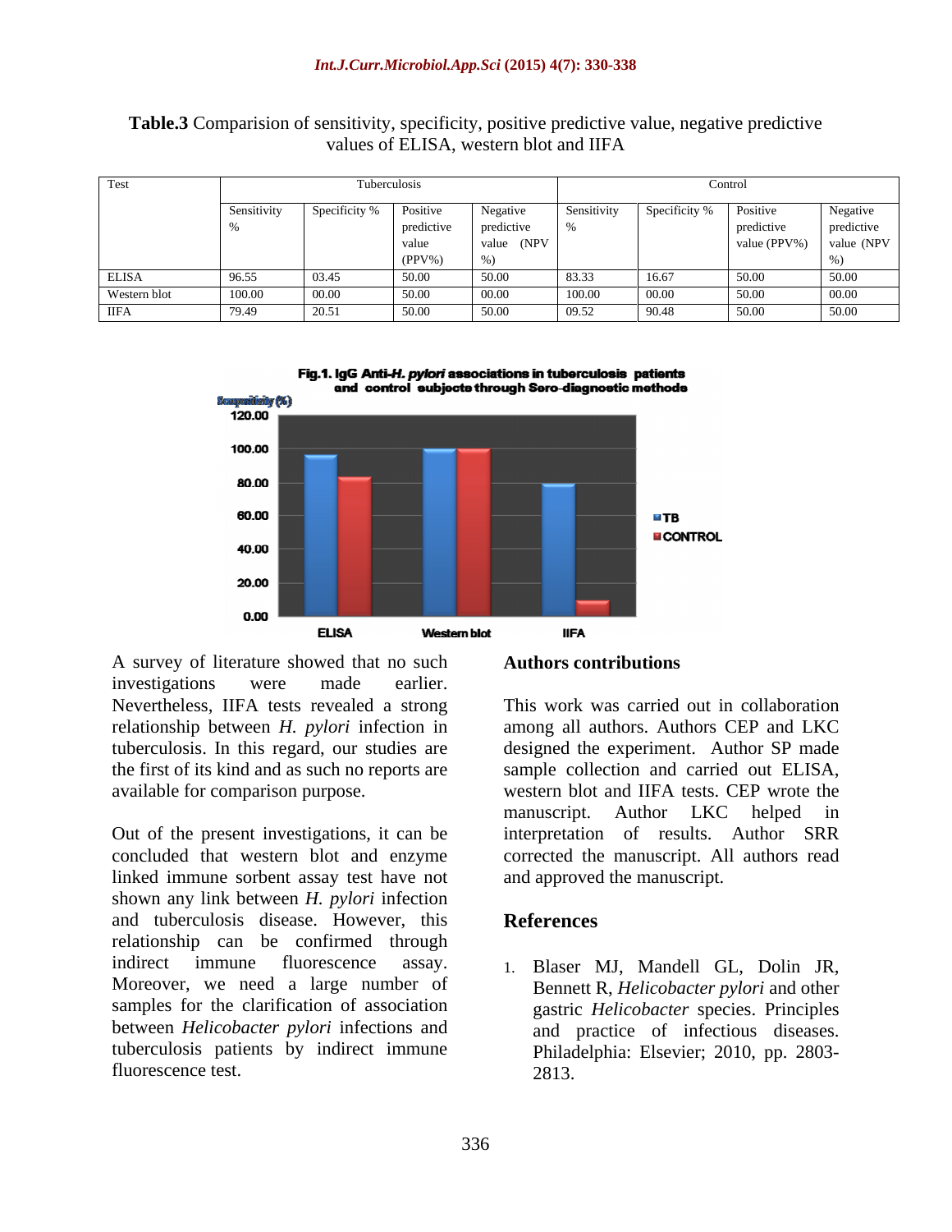**Table.3** Comparision of sensitivity, specificity, positive predictive value, negative predictive values of ELISA, western blot and IIFA

| Test | Tuberculosis | | | | Control | | | |
|---|---|---|---|---|---|---|---|---|
| | Sensitivity % | Specificity % | Positive predictive value (PPV%) | Negative predictive value (NPV %) | Sensitivity % | Specificity % | Positive predictive value (PPV%) | Negative predictive value (NPV %) |
| ELISA | 96.55 | 03.45 | 50.00 | 50.00 | 83.33 | 16.67 | 50.00 | 50.00 |
| Western blot | 100.00 | 00.00 | 50.00 | 00.00 | 100.00 | 00.00 | 50.00 | 00.00 |
| IIFA | 79.49 | 20.51 | 50.00 | 50.00 | 09.52 | 90.48 | 50.00 | 50.00 |

**Fig.1.** IgG Anti-*H. pylori* associations in tuberculosis patients and control subjects through Sero-diagnostic methods

A survey of literature showed that no such investigations were made earlier. Nevertheless, IIFA tests revealed a strong relationship between *H. pylori* infection in tuberculosis. In this regard, our studies are the first of its kind and as such no reports are available for comparison purpose.

Out of the present investigations, it can be concluded that western blot and enzyme linked immune sorbent assay test have not shown any link between *H. pylori* infection and tuberculosis disease. However, this relationship can be confirmed through indirect immune fluorescence assay. Moreover, we need a large number of samples for the clarification of association between *Helicobacter pylori* infections and tuberculosis patients by indirect immune fluorescence test.

## Authors contributions

This work was carried out in collaboration among all authors. Authors CEP and LKC designed the experiment. Author SP made sample collection and carried out ELISA, western blot and IIFA tests. CEP wrote the manuscript. Author LKC helped in interpretation of results. Author SRR corrected the manuscript. All authors read and approved the manuscript.

## References

1. Blaser MJ, Mandell GL, Dolin JR, Bennett R, *Helicobacter pylori* and other gastric *Helicobacter* species. Principles and practice of infectious diseases. Philadelphia: Elsevier; 2010, pp. 2803-2813.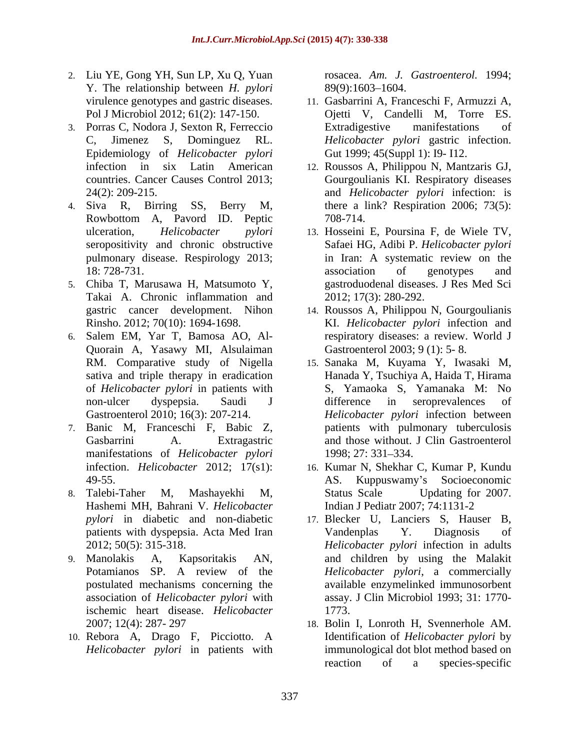2. Liu YE, Gong YH, Sun LP, Xu Q, Yuan Y. The relationship between *H. pylori* virulence genotypes and gastric diseases. Pol J Microbiol 2012; 61(2): 147-150.
3. Porras C, Nodora J, Sexton R, Ferreccio C, Jimenez S, Dominguez RL. Epidemiology of *Helicobacter pylori* infection in six Latin American countries. Cancer Causes Control 2013; 24(2): 209-215.
4. Siva R, Birring SS, Berry M, Rowbottom A, Pavord ID. Peptic ulceration, *Helicobacter pylori* seropositivity and chronic obstructive pulmonary disease. Respirology 2013; 18: 728-731.
5. Chiba T, Marusawa H, Matsumoto Y, Takai A. Chronic inflammation and gastric cancer development. Nihon Rinsho. 2012; 70(10): 1694-1698.
6. Salem EM, Yar T, Bamosa AO, Al-Quorain A, Yasawy MI, Alsulaiman RM. Comparative study of Nigella sativa and triple therapy in eradication of *Helicobacter pylori* in patients with non-ulcer dyspepsia. Saudi J Gastroenterol 2010; 16(3): 207-214.
7. Banic M, Franceschi F, Babic Z, Gasbarrini A. Extragastric manifestations of *Helicobacter pylori* infection. *Helicobacter* 2012; 17(s1): 49-55.
8. Talebi-Taher M, Mashayekhi M, Hashemi MH, Bahrani V. *Helicobacter pylori* in diabetic and non-diabetic patients with dyspepsia. Acta Med Iran 2012; 50(5): 315-318.
9. Manolakis A, Kapsoritakis AN, Potamianos SP. A review of the postulated mechanisms concerning the association of *Helicobacter pylori* with ischemic heart disease. *Helicobacter* 2007; 12(4): 287- 297
10. Rebora A, Drago F, Picciotto. A *Helicobacter pylori* in patients with rosacea. *Am. J. Gastroenterol.* 1994; 89(9):1603–1604.
11. Gasbarrini A, Franceschi F, Armuzzi A, Ojetti V, Candelli M, Torre ES. Extradigestive manifestations of *Helicobacter pylori* gastric infection. Gut 1999; 45(Suppl 1): I9- I12.
12. Roussos A, Philippou N, Mantzaris GJ, Gourgoulianis KI. Respiratory diseases and *Helicobacter pylori* infection: is there a link? Respiration 2006; 73(5): 708-714.
13. Hosseini E, Poursina F, de Wiele TV, Safaei HG, Adibi P. *Helicobacter pylori* in Iran: A systematic review on the association of genotypes and gastroduodenal diseases. J Res Med Sci 2012; 17(3): 280-292.
14. Roussos A, Philippou N, Gourgoulianis KI. *Helicobacter pylori* infection and respiratory diseases: a review. World J Gastroenterol 2003; 9 (1): 5- 8.
15. Sanaka M, Kuyama Y, Iwasaki M, Hanada Y, Tsuchiya A, Haida T, Hirama S, Yamaoka S, Yamanaka M: No difference in seroprevalences of *Helicobacter pylori* infection between patients with pulmonary tuberculosis and those without. J Clin Gastroenterol 1998; 27: 331–334.
16. Kumar N, Shekhar C, Kumar P, Kundu AS. Kuppuswamy's Socioeconomic Status Scale Updating for 2007. Indian J Pediatr 2007; 74:1131-2
17. Blecker U, Lanciers S, Hauser B, Vandenplas Y. Diagnosis of *Helicobacter pylori* infection in adults and children by using the Malakit *Helicobacter pylori*, a commercially available enzymelinked immunosorbent assay. J Clin Microbiol 1993; 31: 1770-1773.
18. Bolin I, Lonroth H, Svennerhole AM. Identification of *Helicobacter pylori* by immunological dot blot method based on reaction of a species-specific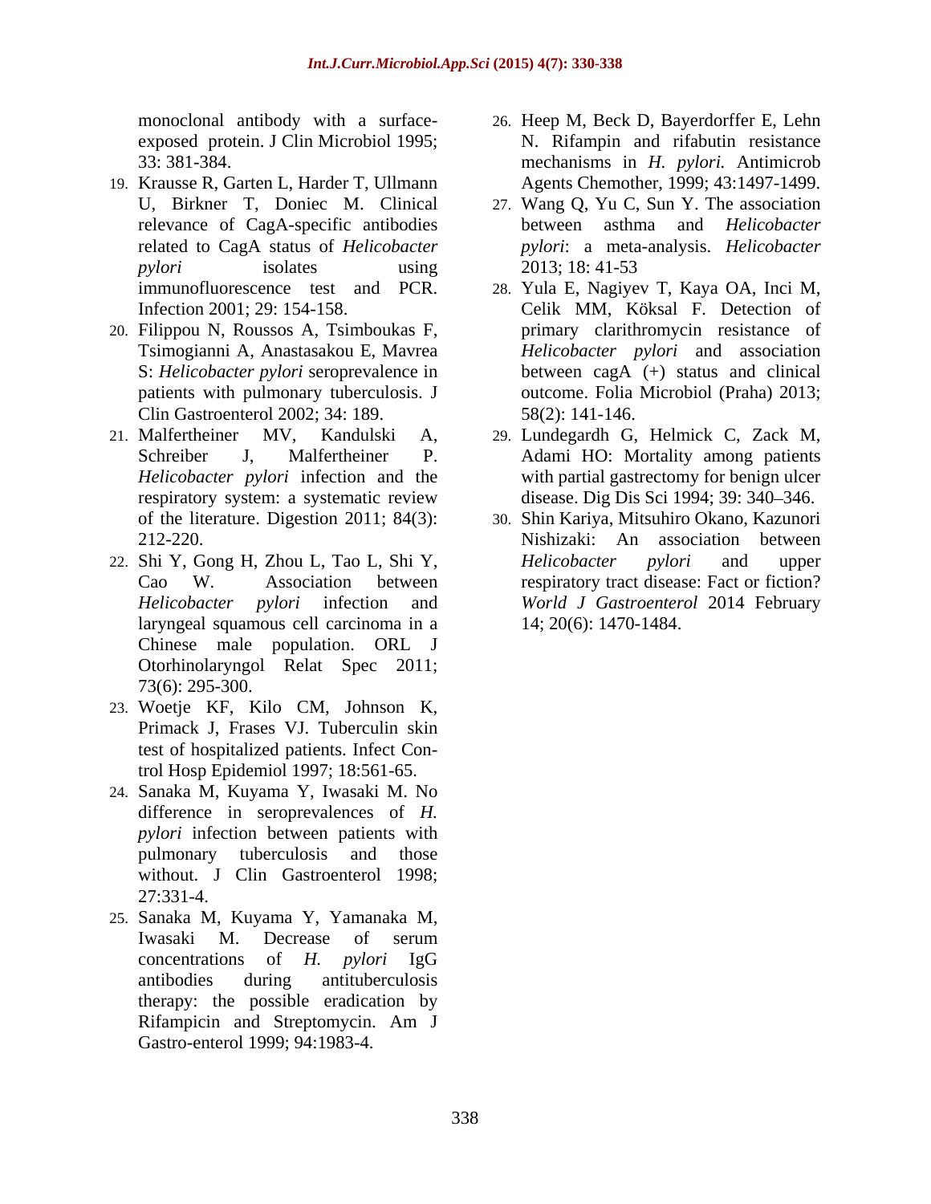monoclonal antibody with a surface-exposed protein. J Clin Microbiol 1995; 33: 381-384.

19. Krausse R, Garten L, Harder T, Ullmann U, Birkner T, Doniec M. Clinical relevance of CagA-specific antibodies related to CagA status of *Helicobacter pylori* isolates using immunofluorescence test and PCR. Infection 2001; 29: 154-158.
20. Filippou N, Roussos A, Tsimboukas F, Tsimogianni A, Anastasakou E, Mavrea S: *Helicobacter pylori* seroprevalence in patients with pulmonary tuberculosis. J Clin Gastroenterol 2002; 34: 189.
21. Malfertheiner MV, Kandulski A, Schreiber J, Malfertheiner P. *Helicobacter pylori* infection and the respiratory system: a systematic review of the literature. Digestion 2011; 84(3): 212-220.
22. Shi Y, Gong H, Zhou L, Tao L, Shi Y, Cao W. Association between *Helicobacter pylori* infection and laryngeal squamous cell carcinoma in a Chinese male population. ORL J Otorhinolaryngol Relat Spec 2011; 73(6): 295-300.
23. Woetje KF, Kilo CM, Johnson K, Primack J, Frases VJ. Tuberculin skin test of hospitalized patients. Infect Control Hosp Epidemiol 1997; 18:561-65.
24. Sanaka M, Kuyama Y, Iwasaki M. No difference in seroprevalences of *H. pylori* infection between patients with pulmonary tuberculosis and those without. J Clin Gastroenterol 1998; 27:331-4.
25. Sanaka M, Kuyama Y, Yamanaka M, Iwasaki M. Decrease of serum concentrations of *H. pylori* IgG antibodies during antituberculosis therapy: the possible eradication by Rifampicin and Streptomycin. Am J Gastro-enterol 1999; 94:1983-4.
26. Heep M, Beck D, Bayerdorffer E, Lehn N. Rifampin and rifabutin resistance mechanisms in *H. pylori.* Antimicrob Agents Chemother, 1999; 43:1497-1499.
27. Wang Q, Yu C, Sun Y. The association between asthma and *Helicobacter pylori*: a meta-analysis. *Helicobacter* 2013; 18: 41-53
28. Yula E, Nagiyev T, Kaya OA, Inci M, Celik MM, Köksal F. Detection of primary clarithromycin resistance of *Helicobacter pylori* and association between cagA (+) status and clinical outcome. Folia Microbiol (Praha) 2013; 58(2): 141-146.
29. Lundegardh G, Helmick C, Zack M, Adami HO: Mortality among patients with partial gastrectomy for benign ulcer disease. Dig Dis Sci 1994; 39: 340–346.
30. Shin Kariya, Mitsuhiro Okano, Kazunori Nishizaki: An association between *Helicobacter pylori* and upper respiratory tract disease: Fact or fiction? *World J Gastroenterol* 2014 February 14; 20(6): 1470-1484.